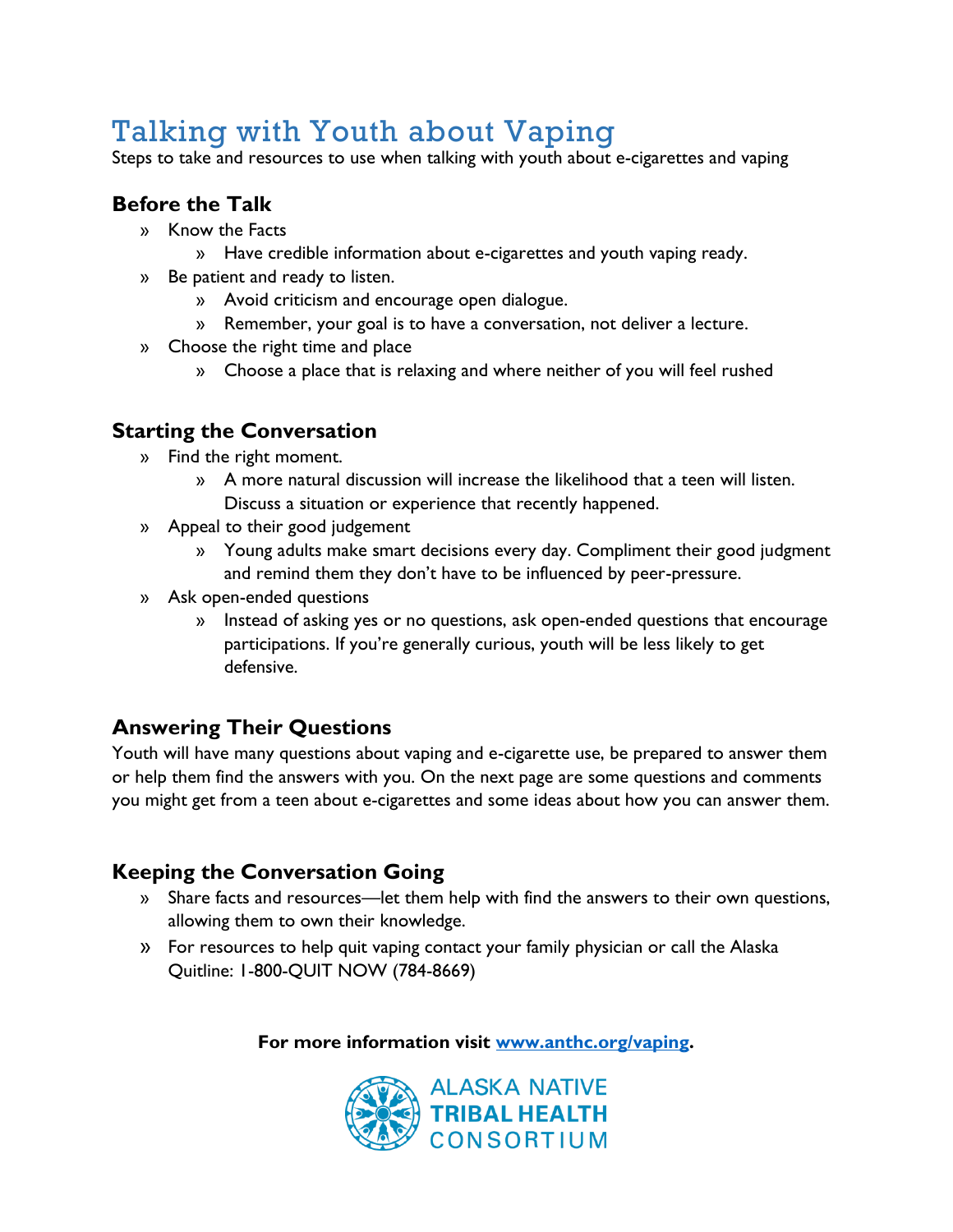# Talking with Youth about Vaping

Steps to take and resources to use when talking with youth about e-cigarettes and vaping

## Before the Talk

- Know the Facts
  - Have credible information about e-cigarettes and youth vaping ready.
- Be patient and ready to listen.
  - Avoid criticism and encourage open dialogue.
  - Remember, your goal is to have a conversation, not deliver a lecture.
- Choose the right time and place
  - Choose a place that is relaxing and where neither of you will feel rushed

## Starting the Conversation

- Find the right moment.
  - A more natural discussion will increase the likelihood that a teen will listen. Discuss a situation or experience that recently happened.
- Appeal to their good judgement
  - Young adults make smart decisions every day. Compliment their good judgment and remind them they don't have to be influenced by peer-pressure.
- Ask open-ended questions
  - Instead of asking yes or no questions, ask open-ended questions that encourage participations. If you're generally curious, youth will be less likely to get defensive.

## Answering Their Questions

Youth will have many questions about vaping and e-cigarette use, be prepared to answer them or help them find the answers with you. On the next page are some questions and comments you might get from a teen about e-cigarettes and some ideas about how you can answer them.

## Keeping the Conversation Going

- Share facts and resources—let them help with find the answers to their own questions, allowing them to own their knowledge.
- For resources to help quit vaping contact your family physician or call the Alaska Quitline: 1-800-QUIT NOW (784-8669)

**For more information visit [www.anthc.org/vaping](www.anthc.org/vaping).**

ALASKA NATIVE TRIBAL HEALTH CONSORTIUM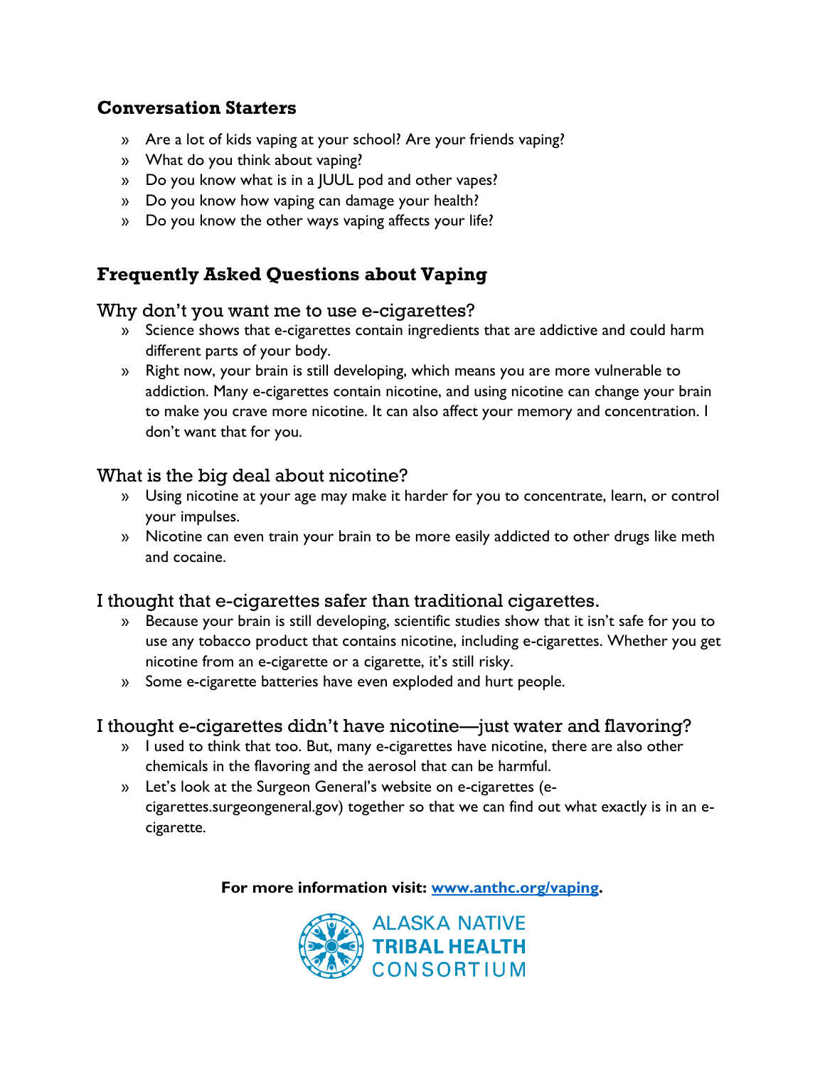## Conversation Starters

- Are a lot of kids vaping at your school? Are your friends vaping?
- What do you think about vaping?
- Do you know what is in a JUUL pod and other vapes?
- Do you know how vaping can damage your health?
- Do you know the other ways vaping affects your life?

## Frequently Asked Questions about Vaping

### Why don't you want me to use e-cigarettes?

- Science shows that e-cigarettes contain ingredients that are addictive and could harm different parts of your body.
- Right now, your brain is still developing, which means you are more vulnerable to addiction. Many e-cigarettes contain nicotine, and using nicotine can change your brain to make you crave more nicotine. It can also affect your memory and concentration. I don't want that for you.

### What is the big deal about nicotine?

- Using nicotine at your age may make it harder for you to concentrate, learn, or control your impulses.
- Nicotine can even train your brain to be more easily addicted to other drugs like meth and cocaine.

### I thought that e-cigarettes safer than traditional cigarettes.

- Because your brain is still developing, scientific studies show that it isn't safe for you to use any tobacco product that contains nicotine, including e-cigarettes. Whether you get nicotine from an e-cigarette or a cigarette, it's still risky.
- Some e-cigarette batteries have even exploded and hurt people.

### I thought e-cigarettes didn't have nicotine—just water and flavoring?

- I used to think that too. But, many e-cigarettes have nicotine, there are also other chemicals in the flavoring and the aerosol that can be harmful.
- Let's look at the Surgeon General's website on e-cigarettes (e-cigarettes.surgeongeneral.gov) together so that we can find out what exactly is in an e-cigarette.

**For more information visit: [www.anthc.org/vaping](www.anthc.org/vaping).**

ALASKA NATIVE TRIBAL HEALTH CONSORTIUM